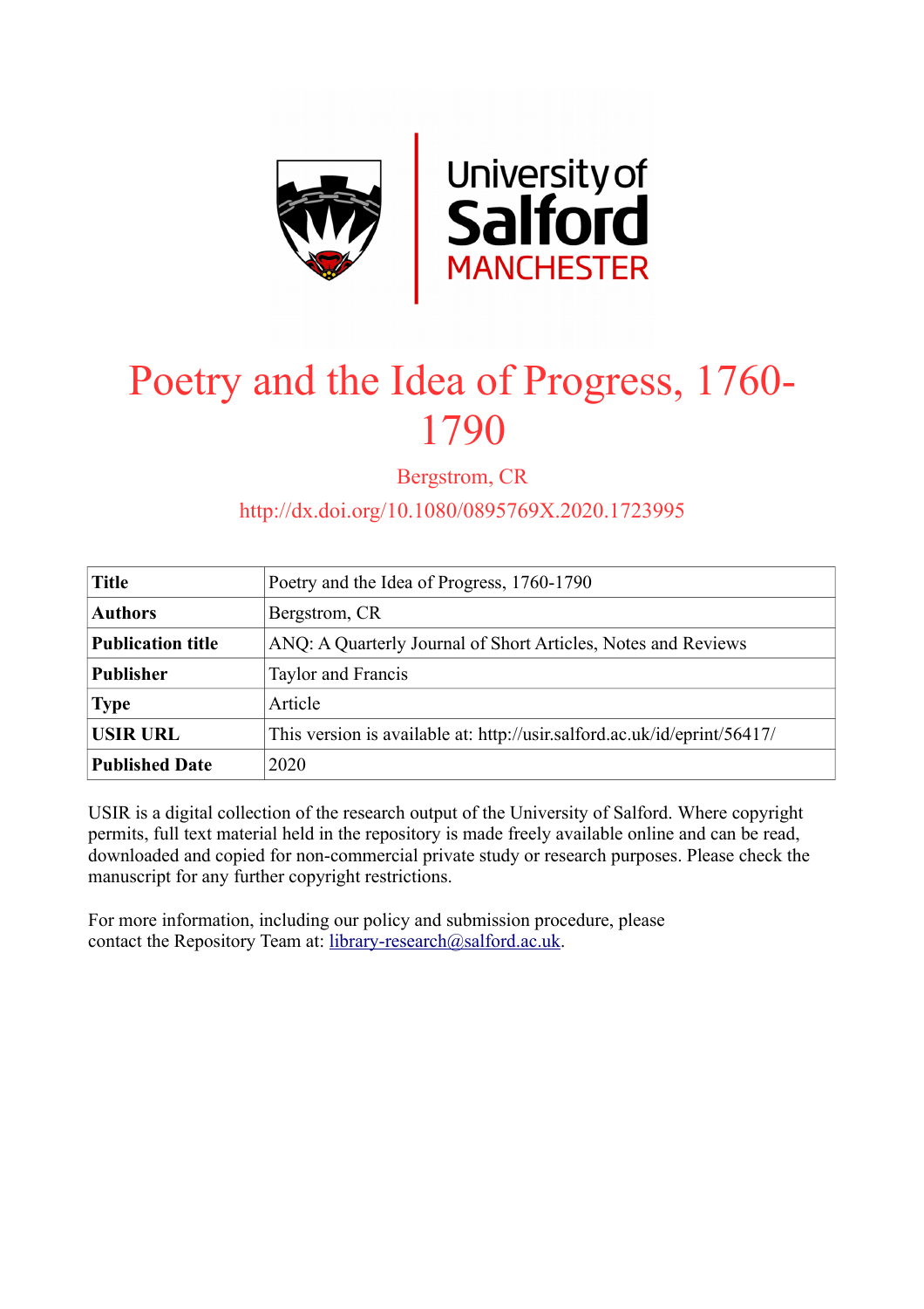University of Salford MANCHESTER

# Poetry and the Idea of Progress, 1760-1790

Bergstrom, CR

http://dx.doi.org/10.1080/0895769X.2020.1723995

| **Title** | Poetry and the Idea of Progress, 1760-1790 |
|---|---|
| **Authors** | Bergstrom, CR |
| **Publication title** | ANQ: A Quarterly Journal of Short Articles, Notes and Reviews |
| **Publisher** | Taylor and Francis |
| **Type** | Article |
| **USIR URL** | This version is available at: http://usir.salford.ac.uk/id/eprint/56417/ |
| **Published Date** | 2020 |

USIR is a digital collection of the research output of the University of Salford. Where copyright permits, full text material held in the repository is made freely available online and can be read, downloaded and copied for non-commercial private study or research purposes. Please check the manuscript for any further copyright restrictions.

For more information, including our policy and submission procedure, please contact the Repository Team at: library-research@salford.ac.uk.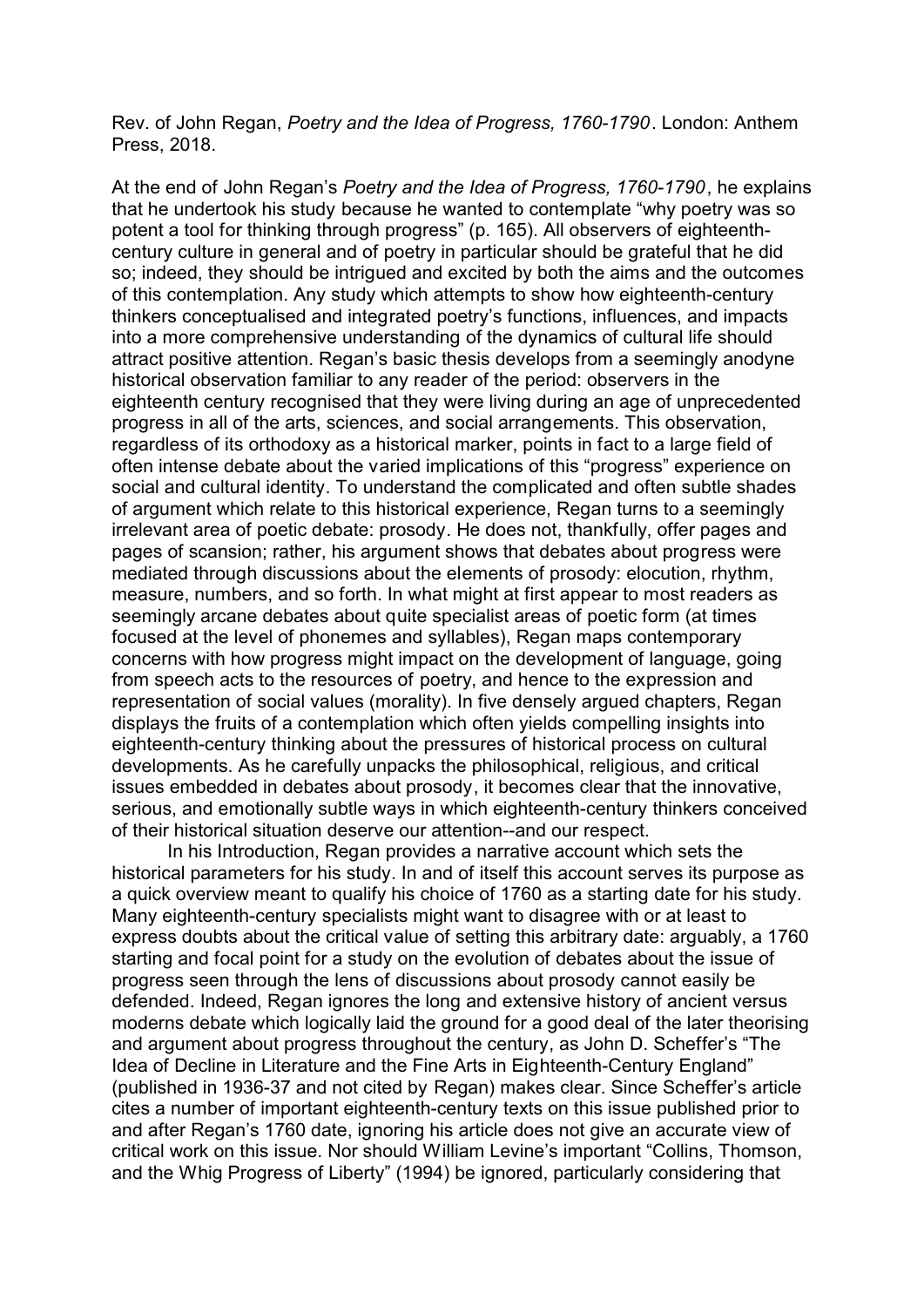Rev. of John Regan, *Poetry and the Idea of Progress, 1760-1790*. London: Anthem Press, 2018.

At the end of John Regan's *Poetry and the Idea of Progress, 1760-1790*, he explains that he undertook his study because he wanted to contemplate "why poetry was so potent a tool for thinking through progress" (p. 165). All observers of eighteenth-century culture in general and of poetry in particular should be grateful that he did so; indeed, they should be intrigued and excited by both the aims and the outcomes of this contemplation. Any study which attempts to show how eighteenth-century thinkers conceptualised and integrated poetry's functions, influences, and impacts into a more comprehensive understanding of the dynamics of cultural life should attract positive attention. Regan's basic thesis develops from a seemingly anodyne historical observation familiar to any reader of the period: observers in the eighteenth century recognised that they were living during an age of unprecedented progress in all of the arts, sciences, and social arrangements. This observation, regardless of its orthodoxy as a historical marker, points in fact to a large field of often intense debate about the varied implications of this "progress" experience on social and cultural identity. To understand the complicated and often subtle shades of argument which relate to this historical experience, Regan turns to a seemingly irrelevant area of poetic debate: prosody. He does not, thankfully, offer pages and pages of scansion; rather, his argument shows that debates about progress were mediated through discussions about the elements of prosody: elocution, rhythm, measure, numbers, and so forth. In what might at first appear to most readers as seemingly arcane debates about quite specialist areas of poetic form (at times focused at the level of phonemes and syllables), Regan maps contemporary concerns with how progress might impact on the development of language, going from speech acts to the resources of poetry, and hence to the expression and representation of social values (morality). In five densely argued chapters, Regan displays the fruits of a contemplation which often yields compelling insights into eighteenth-century thinking about the pressures of historical process on cultural developments. As he carefully unpacks the philosophical, religious, and critical issues embedded in debates about prosody, it becomes clear that the innovative, serious, and emotionally subtle ways in which eighteenth-century thinkers conceived of their historical situation deserve our attention--and our respect.

In his Introduction, Regan provides a narrative account which sets the historical parameters for his study. In and of itself this account serves its purpose as a quick overview meant to qualify his choice of 1760 as a starting date for his study. Many eighteenth-century specialists might want to disagree with or at least to express doubts about the critical value of setting this arbitrary date: arguably, a 1760 starting and focal point for a study on the evolution of debates about the issue of progress seen through the lens of discussions about prosody cannot easily be defended. Indeed, Regan ignores the long and extensive history of ancient versus moderns debate which logically laid the ground for a good deal of the later theorising and argument about progress throughout the century, as John D. Scheffer's "The Idea of Decline in Literature and the Fine Arts in Eighteenth-Century England" (published in 1936-37 and not cited by Regan) makes clear. Since Scheffer's article cites a number of important eighteenth-century texts on this issue published prior to and after Regan's 1760 date, ignoring his article does not give an accurate view of critical work on this issue. Nor should William Levine's important "Collins, Thomson, and the Whig Progress of Liberty" (1994) be ignored, particularly considering that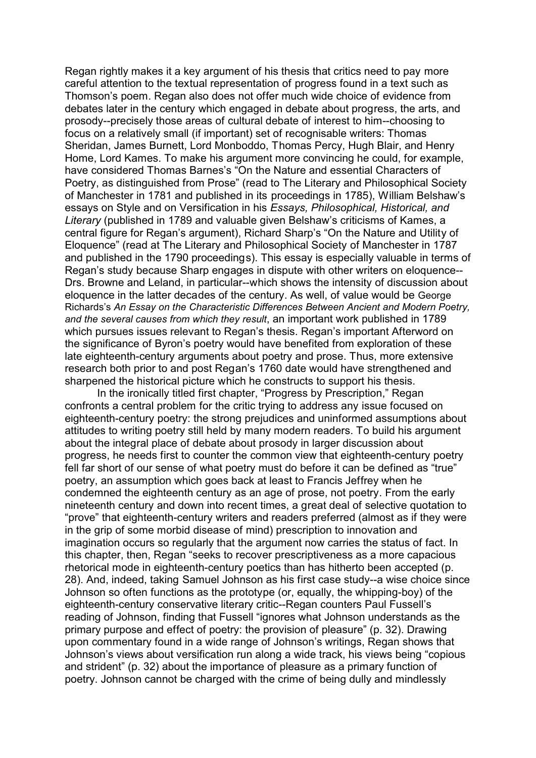Regan rightly makes it a key argument of his thesis that critics need to pay more careful attention to the textual representation of progress found in a text such as Thomson's poem. Regan also does not offer much wide choice of evidence from debates later in the century which engaged in debate about progress, the arts, and prosody--precisely those areas of cultural debate of interest to him--choosing to focus on a relatively small (if important) set of recognisable writers: Thomas Sheridan, James Burnett, Lord Monboddo, Thomas Percy, Hugh Blair, and Henry Home, Lord Kames. To make his argument more convincing he could, for example, have considered Thomas Barnes's "On the Nature and essential Characters of Poetry, as distinguished from Prose" (read to The Literary and Philosophical Society of Manchester in 1781 and published in its proceedings in 1785), William Belshaw's essays on Style and on Versification in his *Essays, Philosophical, Historical, and Literary* (published in 1789 and valuable given Belshaw's criticisms of Kames, a central figure for Regan's argument), Richard Sharp's "On the Nature and Utility of Eloquence" (read at The Literary and Philosophical Society of Manchester in 1787 and published in the 1790 proceedings). This essay is especially valuable in terms of Regan's study because Sharp engages in dispute with other writers on eloquence--Drs. Browne and Leland, in particular--which shows the intensity of discussion about eloquence in the latter decades of the century. As well, of value would be George Richards's *An Essay on the Characteristic Differences Between Ancient and Modern Poetry, and the several causes from which they result*, an important work published in 1789 which pursues issues relevant to Regan's thesis. Regan's important Afterword on the significance of Byron's poetry would have benefited from exploration of these late eighteenth-century arguments about poetry and prose. Thus, more extensive research both prior to and post Regan's 1760 date would have strengthened and sharpened the historical picture which he constructs to support his thesis.

In the ironically titled first chapter, "Progress by Prescription," Regan confronts a central problem for the critic trying to address any issue focused on eighteenth-century poetry: the strong prejudices and uninformed assumptions about attitudes to writing poetry still held by many modern readers. To build his argument about the integral place of debate about prosody in larger discussion about progress, he needs first to counter the common view that eighteenth-century poetry fell far short of our sense of what poetry must do before it can be defined as "true" poetry, an assumption which goes back at least to Francis Jeffrey when he condemned the eighteenth century as an age of prose, not poetry. From the early nineteenth century and down into recent times, a great deal of selective quotation to "prove" that eighteenth-century writers and readers preferred (almost as if they were in the grip of some morbid disease of mind) prescription to innovation and imagination occurs so regularly that the argument now carries the status of fact. In this chapter, then, Regan "seeks to recover prescriptiveness as a more capacious rhetorical mode in eighteenth-century poetics than has hitherto been accepted (p. 28). And, indeed, taking Samuel Johnson as his first case study--a wise choice since Johnson so often functions as the prototype (or, equally, the whipping-boy) of the eighteenth-century conservative literary critic--Regan counters Paul Fussell's reading of Johnson, finding that Fussell "ignores what Johnson understands as the primary purpose and effect of poetry: the provision of pleasure" (p. 32). Drawing upon commentary found in a wide range of Johnson's writings, Regan shows that Johnson's views about versification run along a wide track, his views being "copious and strident" (p. 32) about the importance of pleasure as a primary function of poetry. Johnson cannot be charged with the crime of being dully and mindlessly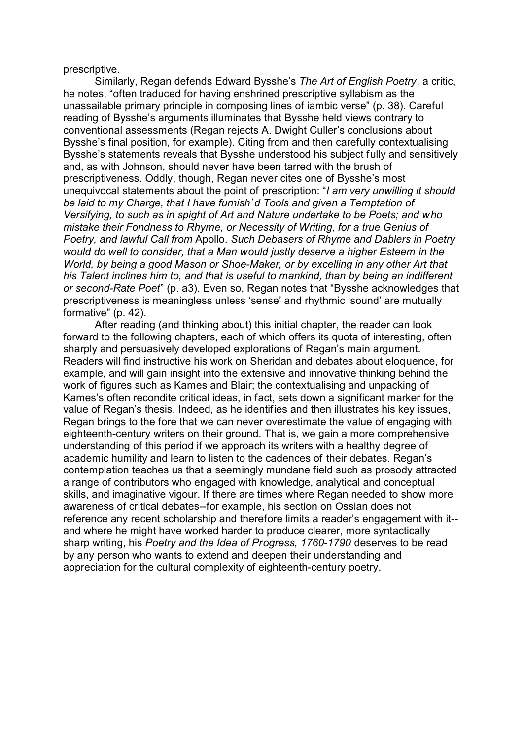prescriptive.

Similarly, Regan defends Edward Bysshe's *The Art of English Poetry*, a critic, he notes, "often traduced for having enshrined prescriptive syllabism as the unassailable primary principle in composing lines of iambic verse" (p. 38). Careful reading of Bysshe's arguments illuminates that Bysshe held views contrary to conventional assessments (Regan rejects A. Dwight Culler's conclusions about Bysshe's final position, for example). Citing from and then carefully contextualising Bysshe's statements reveals that Bysshe understood his subject fully and sensitively and, as with Johnson, should never have been tarred with the brush of prescriptiveness. Oddly, though, Regan never cites one of Bysshe's most unequivocal statements about the point of prescription: "*I am very unwilling it should be laid to my Charge, that I have furnish'd Tools and given a Temptation of Versifying, to such as in spight of Art and Nature undertake to be Poets; and who mistake their Fondness to Rhyme, or Necessity of Writing, for a true Genius of Poetry, and lawful Call from* Apollo. *Such Debasers of Rhyme and Dablers in Poetry would do well to consider, that a Man would justly deserve a higher Esteem in the World, by being a good Mason or Shoe-Maker, or by excelling in any other Art that his Talent inclines him to, and that is useful to mankind, than by being an indifferent or second-Rate Poet*" (p. a3). Even so, Regan notes that "Bysshe acknowledges that prescriptiveness is meaningless unless 'sense' and rhythmic 'sound' are mutually formative" (p. 42).

After reading (and thinking about) this initial chapter, the reader can look forward to the following chapters, each of which offers its quota of interesting, often sharply and persuasively developed explorations of Regan's main argument. Readers will find instructive his work on Sheridan and debates about eloquence, for example, and will gain insight into the extensive and innovative thinking behind the work of figures such as Kames and Blair; the contextualising and unpacking of Kames's often recondite critical ideas, in fact, sets down a significant marker for the value of Regan's thesis. Indeed, as he identifies and then illustrates his key issues, Regan brings to the fore that we can never overestimate the value of engaging with eighteenth-century writers on their ground. That is, we gain a more comprehensive understanding of this period if we approach its writers with a healthy degree of academic humility and learn to listen to the cadences of their debates. Regan's contemplation teaches us that a seemingly mundane field such as prosody attracted a range of contributors who engaged with knowledge, analytical and conceptual skills, and imaginative vigour. If there are times where Regan needed to show more awareness of critical debates--for example, his section on Ossian does not reference any recent scholarship and therefore limits a reader's engagement with it--and where he might have worked harder to produce clearer, more syntactically sharp writing, his *Poetry and the Idea of Progress, 1760-1790* deserves to be read by any person who wants to extend and deepen their understanding and appreciation for the cultural complexity of eighteenth-century poetry.